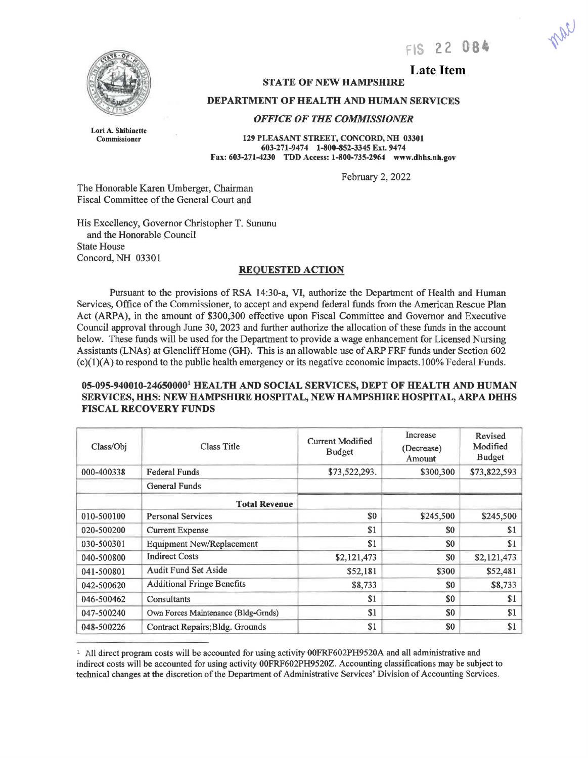FIS 22 084

mac

**Late Item**

**STATE OF NEW HAMPSHIRE**

**DEPARTMENT OF HEALTH AND HUMAN SERVICES**

***OFFICE OF THE COMMISSIONER***

**Lori A. Shibinette**
**Commissioner**

**129 PLEASANT STREET, CONCORD, NH 03301**
**603-271-9474 1-800-852-3345 Ext. 9474**
**Fax: 603-271-4230 TDD Access: 1-800-735-2964 www.dhhs.nh.gov**

February 2, 2022

The Honorable Karen Umberger, Chairman
Fiscal Committee of the General Court and

His Excellency, Governor Christopher T. Sununu
and the Honorable Council
State House
Concord, NH 03301

**REQUESTED ACTION**

Pursuant to the provisions of RSA 14:30-a, VI, authorize the Department of Health and Human Services, Office of the Commissioner, to accept and expend federal funds from the American Rescue Plan Act (ARPA), in the amount of $300,300 effective upon Fiscal Committee and Governor and Executive Council approval through June 30, 2023 and further authorize the allocation of these funds in the account below. These funds will be used for the Department to provide a wage enhancement for Licensed Nursing Assistants (LNAs) at Glencliff Home (GH). This is an allowable use of ARP FRF funds under Section 602 (c)(1)(A) to respond to the public health emergency or its negative economic impacts. 100% Federal Funds.

**05-095-940010-24650000[1] HEALTH AND SOCIAL SERVICES, DEPT OF HEALTH AND HUMAN SERVICES, HHS: NEW HAMPSHIRE HOSPITAL, NEW HAMPSHIRE HOSPITAL, ARPA DHHS FISCAL RECOVERY FUNDS**

| Class/Obj | Class Title | Current Modified Budget | Increase (Decrease) Amount | Revised Modified Budget |
|---|---|---|---|---|
| 000-400338 | Federal Funds | $73,522,293. | $300,300 | $73,822,593 |
| | General Funds | | | |
| | **Total Revenue** | | | |
| 010-500100 | Personal Services | $0 | $245,500 | $245,500 |
| 020-500200 | Current Expense | $1 | $0 | $1 |
| 030-500301 | Equipment New/Replacement | $1 | $0 | $1 |
| 040-500800 | Indirect Costs | $2,121,473 | $0 | $2,121,473 |
| 041-500801 | Audit Fund Set Aside | $52,181 | $300 | $52,481 |
| 042-500620 | Additional Fringe Benefits | $8,733 | $0 | $8,733 |
| 046-500462 | Consultants | $1 | $0 | $1 |
| 047-500240 | Own Forces Maintenance (Bldg-Grnds) | $1 | $0 | $1 |
| 048-500226 | Contract Repairs;Bldg. Grounds | $1 | $0 | $1 |

[1] All direct program costs will be accounted for using activity 00FRF602PH9520A and all administrative and indirect costs will be accounted for using activity 00FRF602PH9520Z. Accounting classifications may be subject to technical changes at the discretion of the Department of Administrative Services' Division of Accounting Services.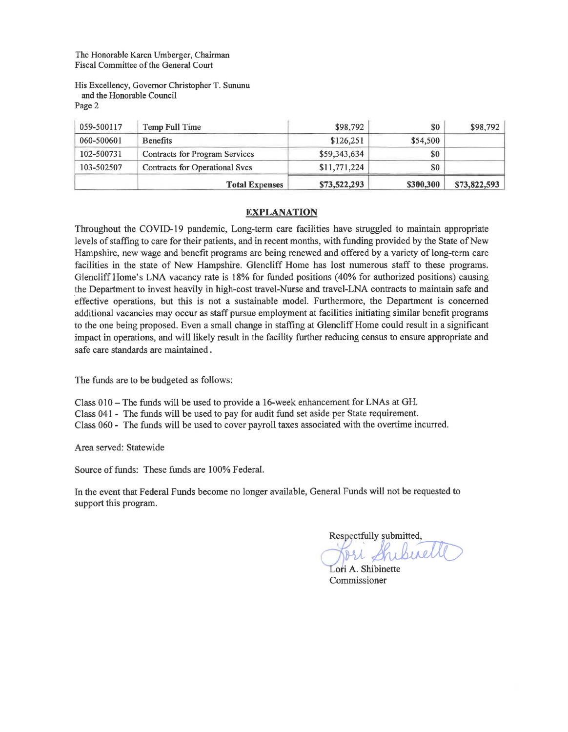The Honorable Karen Umberger, Chairman
Fiscal Committee of the General Court

His Excellency, Governor Christopher T. Sununu
and the Honorable Council
Page 2

| | | | | |
|---|---|---|---|---|
| 059-500117 | Temp Full Time | $98,792 | $0 | $98,792 |
| 060-500601 | Benefits | $126,251 | $54,500 | |
| 102-500731 | Contracts for Program Services | $59,343,634 | $0 | |
| 103-502507 | Contracts for Operational Svcs | $11,771,224 | $0 | |
| | **Total Expenses** | **$73,522,293** | **$300,300** | **$73,822,593** |

## EXPLANATION

Throughout the COVID-19 pandemic, Long-term care facilities have struggled to maintain appropriate levels of staffing to care for their patients, and in recent months, with funding provided by the State of New Hampshire, new wage and benefit programs are being renewed and offered by a variety of long-term care facilities in the state of New Hampshire. Glencliff Home has lost numerous staff to these programs. Glencliff Home's LNA vacancy rate is 18% for funded positions (40% for authorized positions) causing the Department to invest heavily in high-cost travel-Nurse and travel-LNA contracts to maintain safe and effective operations, but this is not a sustainable model. Furthermore, the Department is concerned additional vacancies may occur as staff pursue employment at facilities initiating similar benefit programs to the one being proposed. Even a small change in staffing at Glencliff Home could result in a significant impact in operations, and will likely result in the facility further reducing census to ensure appropriate and safe care standards are maintained.

The funds are to be budgeted as follows:

Class 010 – The funds will be used to provide a 16-week enhancement for LNAs at GH.
Class 041 - The funds will be used to pay for audit fund set aside per State requirement.
Class 060 - The funds will be used to cover payroll taxes associated with the overtime incurred.

Area served: Statewide

Source of funds: These funds are 100% Federal.

In the event that Federal Funds become no longer available, General Funds will not be requested to support this program.

Respectfully submitted,

Lori A. Shibinette
Commissioner